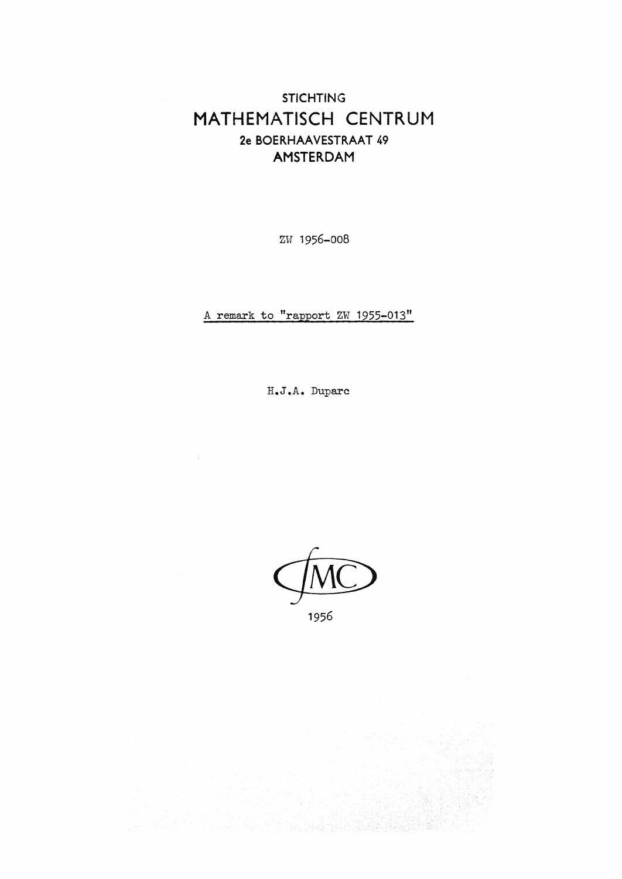STICHTING

# MATHEMATISCH CENTRUM

2e BOERHAAVESTRAAT 49

AMSTERDAM

ZW 1956-008

A remark to "rapport ZW 1955-013"

H.J.A. Duparc

MC

1956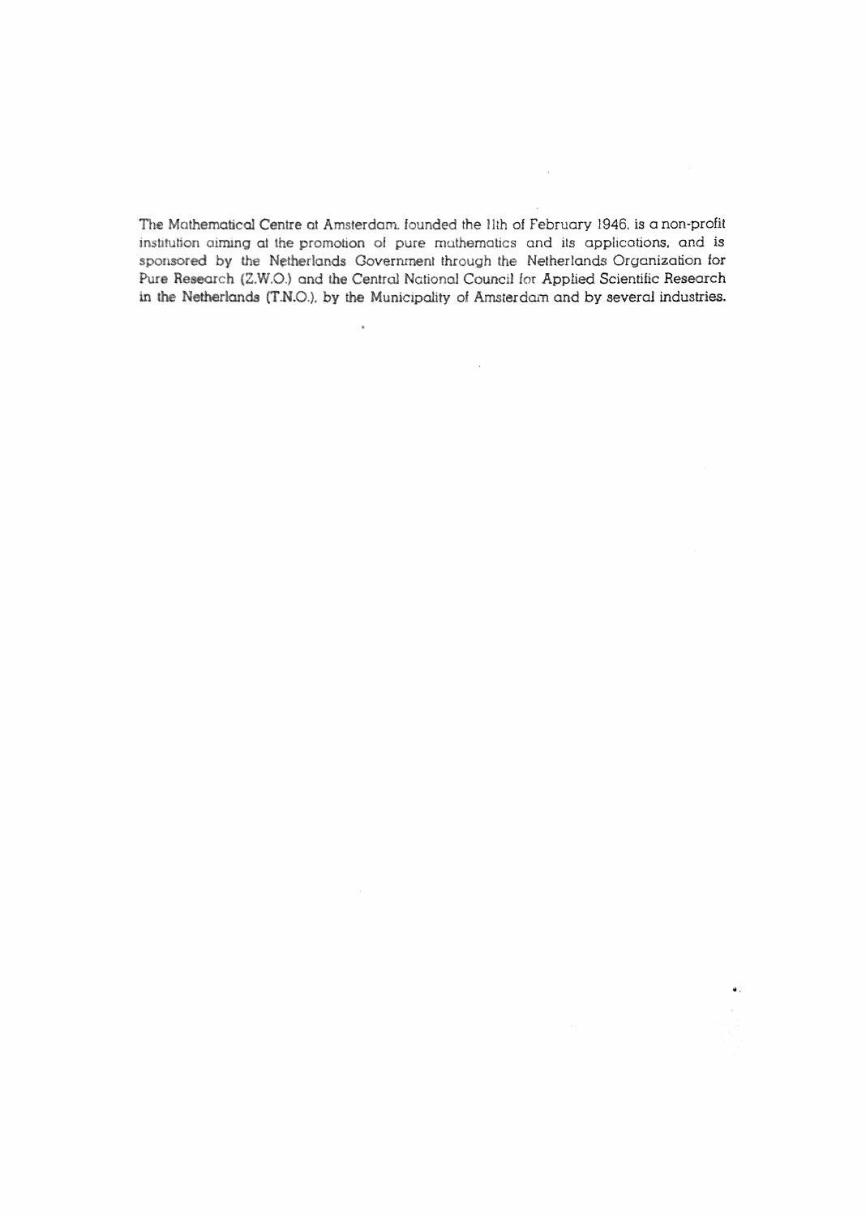The Mathematical Centre at Amsterdam, founded the 11th of February 1946, is a non-profit institution aiming at the promotion of pure mathematics and its applications, and is sponsored by the Netherlands Government through the Netherlands Organization for Pure Research (Z.W.O.) and the Central National Council for Applied Scientific Research in the Netherlands (T.N.O.), by the Municipality of Amsterdam and by several industries.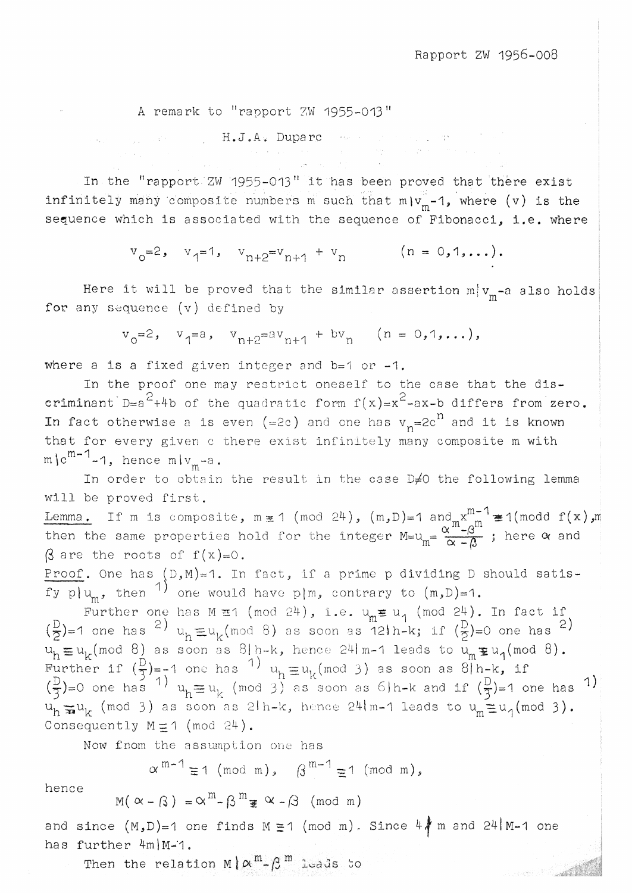Rapport ZW 1956-008

A remark to "rapport ZW 1955-013"

H.J.A. Duparc

In the "rapport ZW 1955-013" it has been proved that there exist infinitely many composite numbers m such that $m | v_m - 1$, where (v) is the sequence which is associated with the sequence of Fibonacci, i.e. where

$$v_0 = 2, \quad v_1 = 1, \quad v_{n+2} = v_{n+1} + v_n \qquad (n = 0, 1, \ldots).$$

Here it will be proved that the similar assertion $m | v_m - a$ also holds for any sequence (v) defined by

$$v_0 = 2, \quad v_1 = a, \quad v_{n+2} = a v_{n+1} + b v_n \qquad (n = 0, 1, \ldots),$$

where a is a fixed given integer and b=1 or -1.

In the proof one may restrict oneself to the case that the discriminant $D = a^2 + 4b$ of the quadratic form $f(x) = x^2 - ax - b$ differs from zero. In fact otherwise a is even (=2c) and one has $v_n = 2c^n$ and it is known that for every given c there exist infinitely many composite m with $m | c^{m-1} - 1$, hence $m | v_m - a$.

In order to obtain the result in the case $D \neq 0$ the following lemma will be proved first.

Lemma. If m is composite, $m \equiv 1 \pmod{24}$, $(m, D) = 1$ and $x^{m-1} \equiv 1 \ (\mathrm{modd}\ f(x), m)$ then the same properties hold for the integer $M = u_m = \frac{\alpha^m - \beta^m}{\alpha - \beta}$; here $\alpha$ and $\beta$ are the roots of $f(x) = 0$.

Proof. One has $(D, M) = 1$. In fact, if a prime p dividing D should satisfy $p | u_m$, then [1] one would have $p | m$, contrary to $(m, D) = 1$.

Further one has $M \equiv 1 \pmod{24}$, i.e. $u_m \equiv u_1 \pmod{24}$. In fact if $(\frac{D}{2}) = 1$ one has [2] $u_h \equiv u_k \pmod 8$ as soon as $12 | h-k$; if $(\frac{D}{2}) = 0$ one has [2] $u_h \equiv u_k \pmod 8$ as soon as $8 | h-k$, hence $24 | m-1$ leads to $u_m \equiv u_1 \pmod 8$. Further if $(\frac{D}{3}) = -1$ one has [1] $u_h \equiv u_k \pmod 3$ as soon as $8 | h-k$, if $(\frac{D}{3}) = 0$ one has [1] $u_h \equiv u_k \pmod 3$ as soon as $6 | h-k$ and if $(\frac{D}{3}) = 1$ one has [1] $u_h \equiv u_k \pmod 3$ as soon as $2 | h-k$, hence $24 | m-1$ leads to $u_m \equiv u_1 \pmod 3$. Consequently $M \equiv 1 \pmod{24}$.

Now from the assumption one has

$$\alpha^{m-1} \equiv 1 \pmod m, \quad \beta^{m-1} \equiv 1 \pmod m,$$

hence

$$M(\alpha - \beta) = \alpha^m - \beta^m \equiv \alpha - \beta \pmod m$$

and since $(M, D) = 1$ one finds $M \equiv 1 \pmod m$. Since $4 \nmid m$ and $24 | M-1$ one has further $4m | M-1$.

Then the relation $M | \alpha^m - \beta^m$ leads to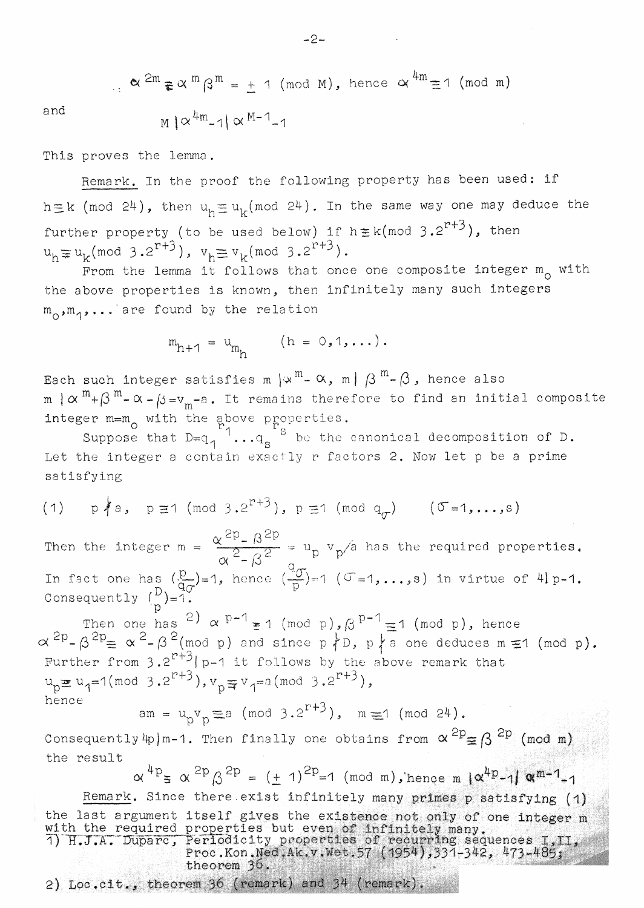$$\therefore \alpha^{2m} \equiv \alpha^m \beta^m = \pm 1 \pmod{M}, \text{ hence } \alpha^{4m} \equiv 1 \pmod{m}$$

and

$$M \mid \alpha^{4m} - 1 \mid \alpha^{M-1} - 1$$

This proves the lemma.

Remark. In the proof the following property has been used: if $h \equiv k \pmod{24}$, then $u_h \equiv u_k \pmod{24}$. In the same way one may deduce the further property (to be used below) if $h \equiv k \pmod{3.2^{r+3}}$, then $u_h \equiv u_k \pmod{3.2^{r+3}}$, $v_h \equiv v_k \pmod{3.2^{r+3}}$.

From the lemma it follows that once one composite integer $m_o$ with the above properties is known, then infinitely many such integers $m_o, m_1, \ldots$ are found by the relation

$$m_{h+1} = u_{m_h} \qquad (h = 0, 1, \ldots).$$

Each such integer satisfies $m \mid \alpha^m - \alpha$, $m \mid \beta^m - \beta$, hence also $m \mid \alpha^m + \beta^m - \alpha - \beta = v_m - a$. It remains therefore to find an initial composite integer $m = m_o$ with the above properties.

Suppose that $D = q_1^{r_1} \ldots q_s^{r_s}$ be the canonical decomposition of D. Let the integer a contain exactly r factors 2. Now let p be a prime satisfying

$$(1) \quad p \nmid a, \quad p \equiv 1 \pmod{3.2^{r+3}}, \quad p \equiv 1 \pmod{q_\sigma} \qquad (\sigma = 1, \ldots, s)$$

Then the integer $m = \dfrac{\alpha^{2p} - \beta^{2p}}{\alpha^2 - \beta^2} = u_p v_p / a$ has the required properties.

In fact one has $(\frac{p}{q_\sigma}) = 1$, hence $(\frac{q_\sigma}{p}) = 1$ $(\sigma = 1, \ldots, s)$ in virtue of $4 \mid p-1$. Consequently $(\frac{D}{p}) = 1$.

Then one has [2] $\alpha^{p-1} \equiv 1 \pmod{p}$, $\beta^{p-1} \equiv 1 \pmod{p}$, hence $\alpha^{2p} - \beta^{2p} \equiv \alpha^2 - \beta^2 \pmod{p}$ and since $p \nmid D$, $p \nmid a$ one deduces $m \equiv 1 \pmod{p}$. Further from $3.2^{r+3} \mid p-1$ it follows by the above remark that $u_p \equiv u_1 = 1 \pmod{3.2^{r+3}}$, $v_p \equiv v_1 = a \pmod{3.2^{r+3}}$, hence

$$am = u_p v_p \equiv a \pmod{3.2^{r+3}}, \quad m \equiv 1 \pmod{24}.$$

Consequently $4p \mid m-1$. Then finally one obtains from $\alpha^{2p} \equiv \beta^{2p} \pmod{m}$ the result

$$\alpha^{4p} \equiv \alpha^{2p} \beta^{2p} = (\pm 1)^{2p} = 1 \pmod{m}, \text{ hence } m \mid \alpha^{4p} - 1 \mid \alpha^{m-1} - 1$$

Remark. Since there exist infinitely many primes p satisfying (1) the last argument itself gives the existence not only of one integer m with the required properties but even of infinitely many.

1) H.J.A. Duparc, Periodicity properties of recurring sequences I, II, Proc. Kon. Ned. Ak. v. Wet. 57 (1954), 331-342, 473-485; theorem 36.

2) Loc. cit., theorem 36 (remark) and 34 (remark).